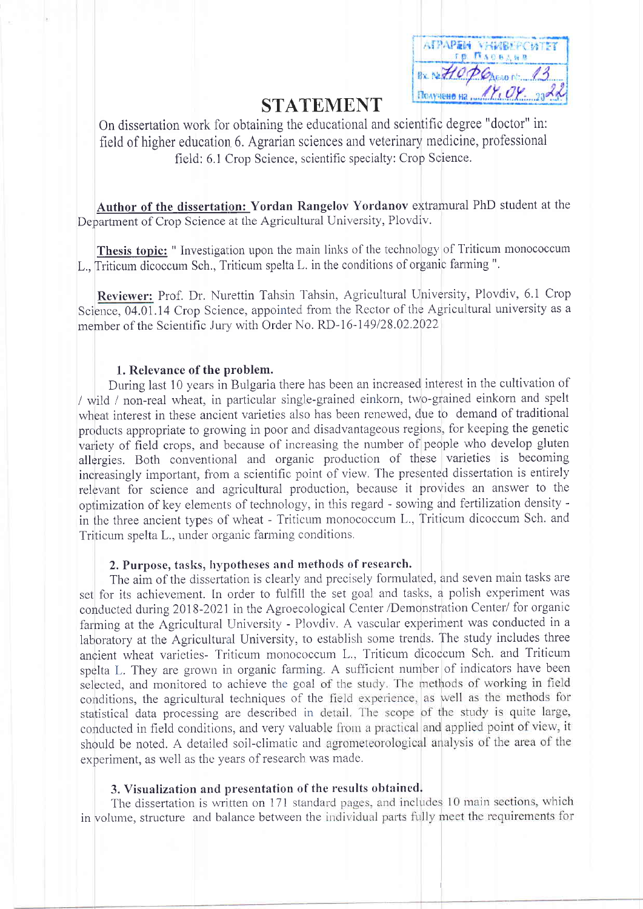# STATEMENT

On dissertation work for obtaining the educational and scientific degree "doctor" in: field of higher education 6. Agrarian sciences and veterinary medicine, professional field: 6.1 Crop Science, scientific specialty: Crop Science.

**Author of the dissertation:** **Yordan Rangelov Yordanov** extramural PhD student at the Department of Crop Science at the Agricultural University, Plovdiv.

**Thesis topic:** " Investigation upon the main links of the technology of Triticum monococcum L., Triticum dicoccum Sch., Triticum spelta L. in the conditions of organic farming ".

**Reviewer:** Prof. Dr. Nurettin Tahsin Tahsin, Agricultural University, Plovdiv, 6.1 Crop Science, 04.01.14 Crop Science, appointed from the Rector of the Agricultural university as a member of the Scientific Jury with Order No. RD-16-149/28.02.2022

### 1. Relevance of the problem.

During last 10 years in Bulgaria there has been an increased interest in the cultivation of / wild / non-real wheat, in particular single-grained einkorn, two-grained einkorn and spelt wheat interest in these ancient varieties also has been renewed, due to demand of traditional products appropriate to growing in poor and disadvantageous regions, for keeping the genetic variety of field crops, and because of increasing the number of people who develop gluten allergies. Both conventional and organic production of these varieties is becoming increasingly important, from a scientific point of view. The presented dissertation is entirely relevant for science and agricultural production, because it provides an answer to the optimization of key elements of technology, in this regard - sowing and fertilization density - in the three ancient types of wheat - Triticum monococcum L., Triticum dicoccum Sch. and Triticum spelta L., under organic farming conditions.

### 2. Purpose, tasks, hypotheses and methods of research.

The aim of the dissertation is clearly and precisely formulated, and seven main tasks are set for its achievement. In order to fulfill the set goal and tasks, a polish experiment was conducted during 2018-2021 in the Agroecological Center /Demonstration Center/ for organic farming at the Agricultural University - Plovdiv. A vascular experiment was conducted in a laboratory at the Agricultural University, to establish some trends. The study includes three ancient wheat varieties- Triticum monococcum L., Triticum dicoccum Sch. and Triticum spelta L. They are grown in organic farming. A sufficient number of indicators have been selected, and monitored to achieve the goal of the study. The methods of working in field conditions, the agricultural techniques of the field experience, as well as the methods for statistical data processing are described in detail. The scope of the study is quite large, conducted in field conditions, and very valuable from a practical and applied point of view, it should be noted. A detailed soil-climatic and agrometeorological analysis of the area of the experiment, as well as the years of research was made.

### 3. Visualization and presentation of the results obtained.

The dissertation is written on 171 standard pages, and includes 10 main sections, which in volume, structure and balance between the individual parts fully meet the requirements for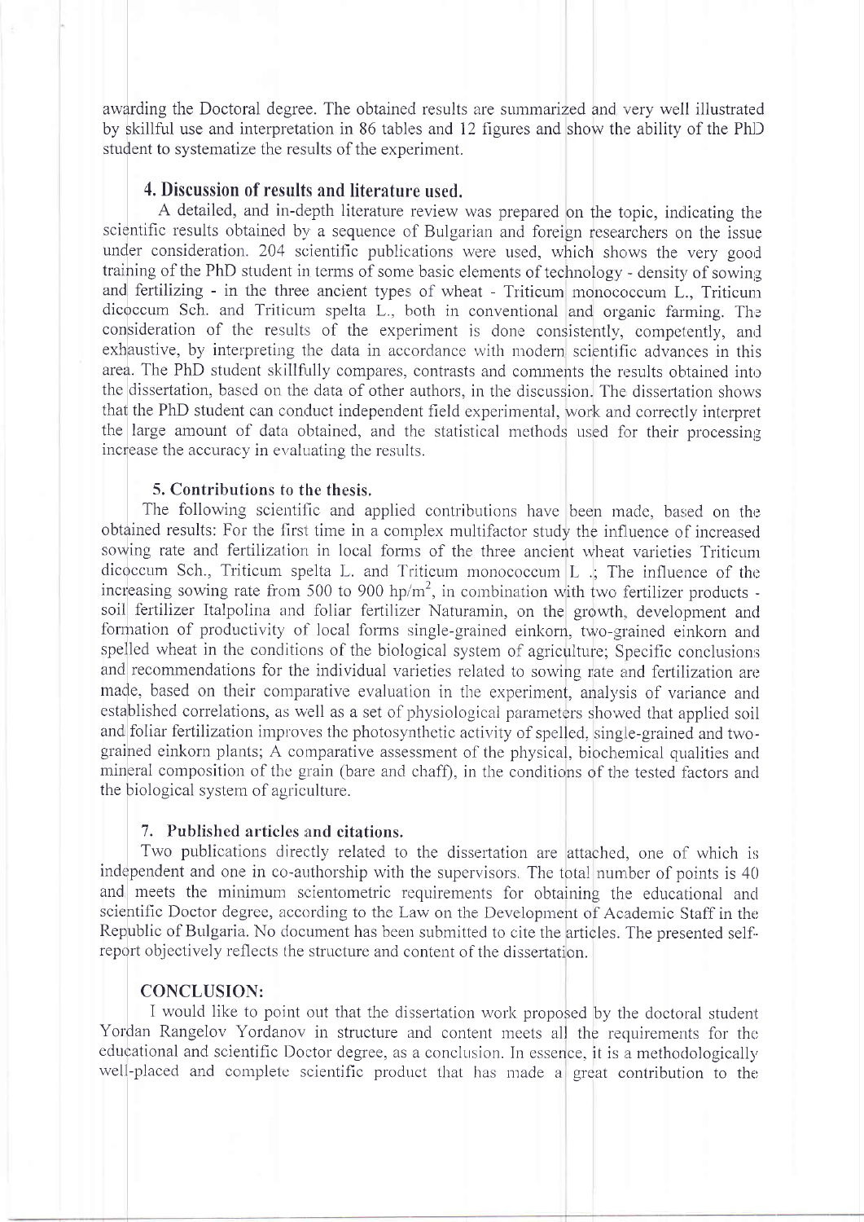awarding the Doctoral degree. The obtained results are summarized and very well illustrated by skillful use and interpretation in 86 tables and 12 figures and show the ability of the PhD student to systematize the results of the experiment.

## 4. Discussion of results and literature used.

A detailed, and in-depth literature review was prepared on the topic, indicating the scientific results obtained by a sequence of Bulgarian and foreign researchers on the issue under consideration. 204 scientific publications were used, which shows the very good training of the PhD student in terms of some basic elements of technology - density of sowing and fertilizing - in the three ancient types of wheat - Triticum monococcum L., Triticum dicoccum Sch. and Triticum spelta L., both in conventional and organic farming. The consideration of the results of the experiment is done consistently, competently, and exhaustive, by interpreting the data in accordance with modern scientific advances in this area. The PhD student skillfully compares, contrasts and comments the results obtained into the dissertation, based on the data of other authors, in the discussion. The dissertation shows that the PhD student can conduct independent field experimental, work and correctly interpret the large amount of data obtained, and the statistical methods used for their processing increase the accuracy in evaluating the results.

### 5. Contributions to the thesis.

The following scientific and applied contributions have been made, based on the obtained results: For the first time in a complex multifactor study the influence of increased sowing rate and fertilization in local forms of the three ancient wheat varieties Triticum dicoccum Sch., Triticum spelta L. and Triticum monococcum L .; The influence of the increasing sowing rate from 500 to 900 hp/$m^2$, in combination with two fertilizer products - soil fertilizer Italpolina and foliar fertilizer Naturamin, on the growth, development and formation of productivity of local forms single-grained einkorn, two-grained einkorn and spelled wheat in the conditions of the biological system of agriculture; Specific conclusions and recommendations for the individual varieties related to sowing rate and fertilization are made, based on their comparative evaluation in the experiment, analysis of variance and established correlations, as well as a set of physiological parameters showed that applied soil and foliar fertilization improves the photosynthetic activity of spelled, single-grained and two-grained einkorn plants; A comparative assessment of the physical, biochemical qualities and mineral composition of the grain (bare and chaff), in the conditions of the tested factors and the biological system of agriculture.

### 7. Published articles and citations.

Two publications directly related to the dissertation are attached, one of which is independent and one in co-authorship with the supervisors. The total number of points is 40 and meets the minimum scientometric requirements for obtaining the educational and scientific Doctor degree, according to the Law on the Development of Academic Staff in the Republic of Bulgaria. No document has been submitted to cite the articles. The presented self-report objectively reflects the structure and content of the dissertation.

### CONCLUSION:

I would like to point out that the dissertation work proposed by the doctoral student Yordan Rangelov Yordanov in structure and content meets all the requirements for the educational and scientific Doctor degree, as a conclusion. In essence, it is a methodologically well-placed and complete scientific product that has made a great contribution to the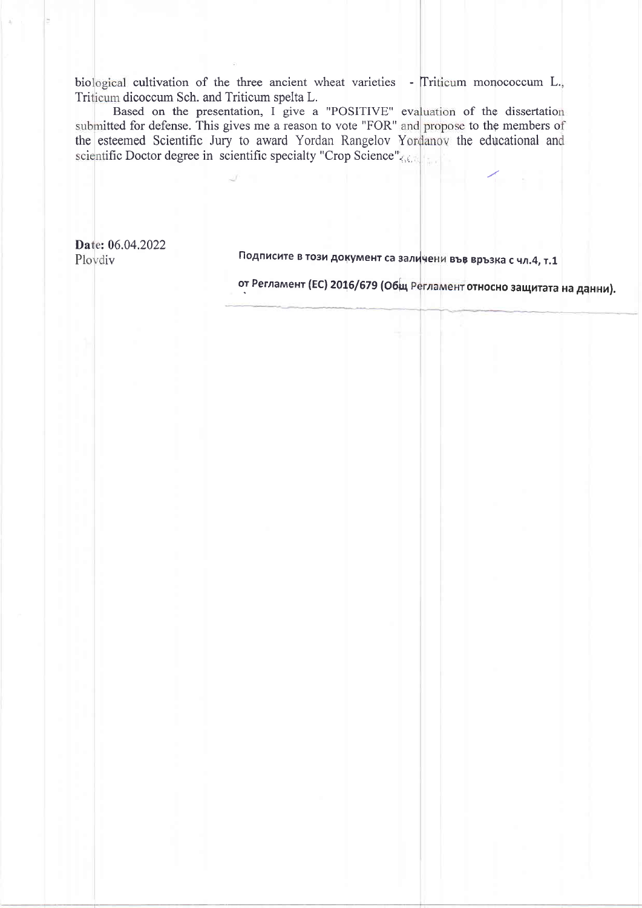biological cultivation of the three ancient wheat varieties - Triticum monococcum L., Triticum dicoccum Sch. and Triticum spelta L.

Based on the presentation, I give a "POSITIVE" evaluation of the dissertation submitted for defense. This gives me a reason to vote "FOR" and propose to the members of the esteemed Scientific Jury to award Yordan Rangelov Yordanov the educational and scientific Doctor degree in scientific specialty "Crop Science".

**Date:** 06.04.2022
Plovdiv

**Подписите в този документ са заличени във връзка с чл.4, т.1 от Регламент (ЕС) 2016/679 (Общ Регламент относно защитата на данни).**